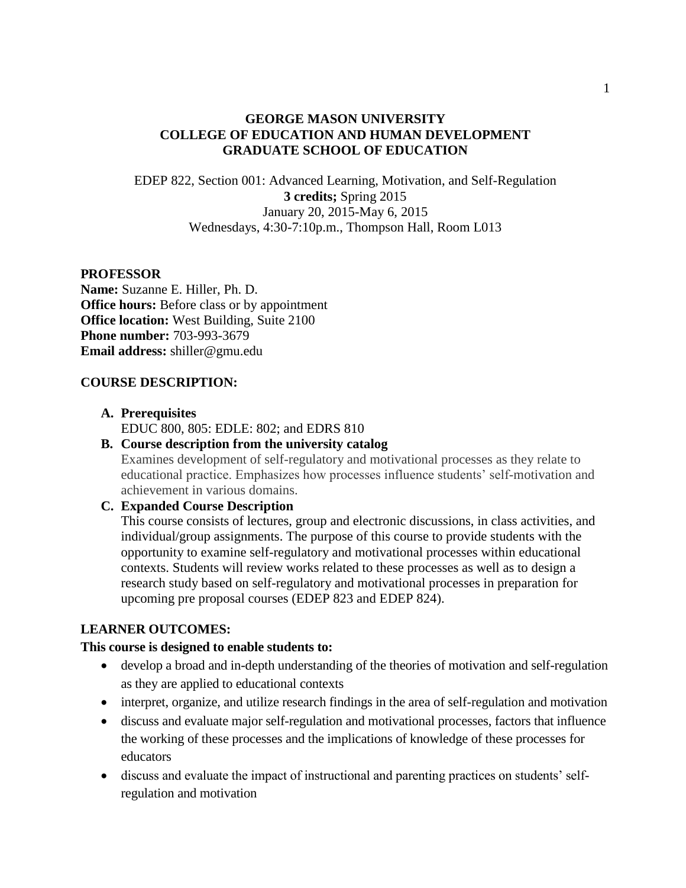# GEORGE MASON UNIVERSITY
# COLLEGE OF EDUCATION AND HUMAN DEVELOPMENT
# GRADUATE SCHOOL OF EDUCATION

EDEP 822, Section 001: Advanced Learning, Motivation, and Self-Regulation
**3 credits;** Spring 2015
January 20, 2015-May 6, 2015
Wednesdays, 4:30-7:10p.m., Thompson Hall, Room L013

## PROFESSOR

**Name:** Suzanne E. Hiller, Ph. D.
**Office hours:** Before class or by appointment
**Office location:** West Building, Suite 2100
**Phone number:** 703-993-3679
**Email address:** shiller@gmu.edu

## COURSE DESCRIPTION:

**A. Prerequisites**
EDUC 800, 805: EDLE: 802; and EDRS 810

**B. Course description from the university catalog**
Examines development of self-regulatory and motivational processes as they relate to educational practice. Emphasizes how processes influence students' self-motivation and achievement in various domains.

**C. Expanded Course Description**
This course consists of lectures, group and electronic discussions, in class activities, and individual/group assignments. The purpose of this course to provide students with the opportunity to examine self-regulatory and motivational processes within educational contexts. Students will review works related to these processes as well as to design a research study based on self-regulatory and motivational processes in preparation for upcoming pre proposal courses (EDEP 823 and EDEP 824).

## LEARNER OUTCOMES:

**This course is designed to enable students to:**

- develop a broad and in-depth understanding of the theories of motivation and self-regulation as they are applied to educational contexts
- interpret, organize, and utilize research findings in the area of self-regulation and motivation
- discuss and evaluate major self-regulation and motivational processes, factors that influence the working of these processes and the implications of knowledge of these processes for educators
- discuss and evaluate the impact of instructional and parenting practices on students' self-regulation and motivation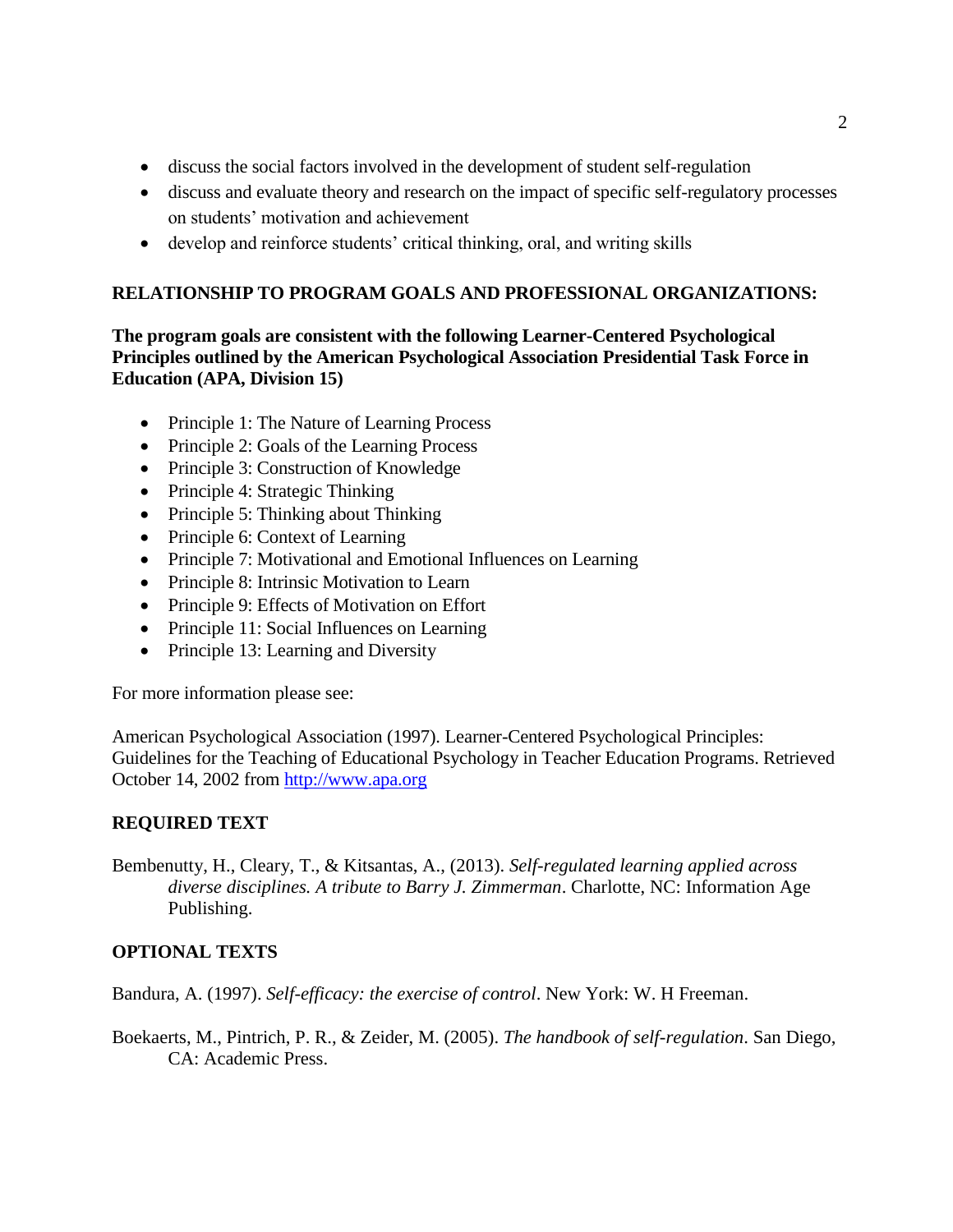- discuss the social factors involved in the development of student self-regulation
- discuss and evaluate theory and research on the impact of specific self-regulatory processes on students' motivation and achievement
- develop and reinforce students' critical thinking, oral, and writing skills

## RELATIONSHIP TO PROGRAM GOALS AND PROFESSIONAL ORGANIZATIONS:

**The program goals are consistent with the following Learner-Centered Psychological Principles outlined by the American Psychological Association Presidential Task Force in Education (APA, Division 15)**

- Principle 1: The Nature of Learning Process
- Principle 2: Goals of the Learning Process
- Principle 3: Construction of Knowledge
- Principle 4: Strategic Thinking
- Principle 5: Thinking about Thinking
- Principle 6: Context of Learning
- Principle 7: Motivational and Emotional Influences on Learning
- Principle 8: Intrinsic Motivation to Learn
- Principle 9: Effects of Motivation on Effort
- Principle 11: Social Influences on Learning
- Principle 13: Learning and Diversity

For more information please see:

American Psychological Association (1997). Learner-Centered Psychological Principles: Guidelines for the Teaching of Educational Psychology in Teacher Education Programs. Retrieved October 14, 2002 from [http://www.apa.org](http://www.apa.org)

## REQUIRED TEXT

Bembenutty, H., Cleary, T., & Kitsantas, A., (2013). *Self-regulated learning applied across diverse disciplines. A tribute to Barry J. Zimmerman*. Charlotte, NC: Information Age Publishing.

## OPTIONAL TEXTS

Bandura, A. (1997). *Self-efficacy: the exercise of control*. New York: W. H Freeman.

Boekaerts, M., Pintrich, P. R., & Zeider, M. (2005). *The handbook of self-regulation*. San Diego, CA: Academic Press.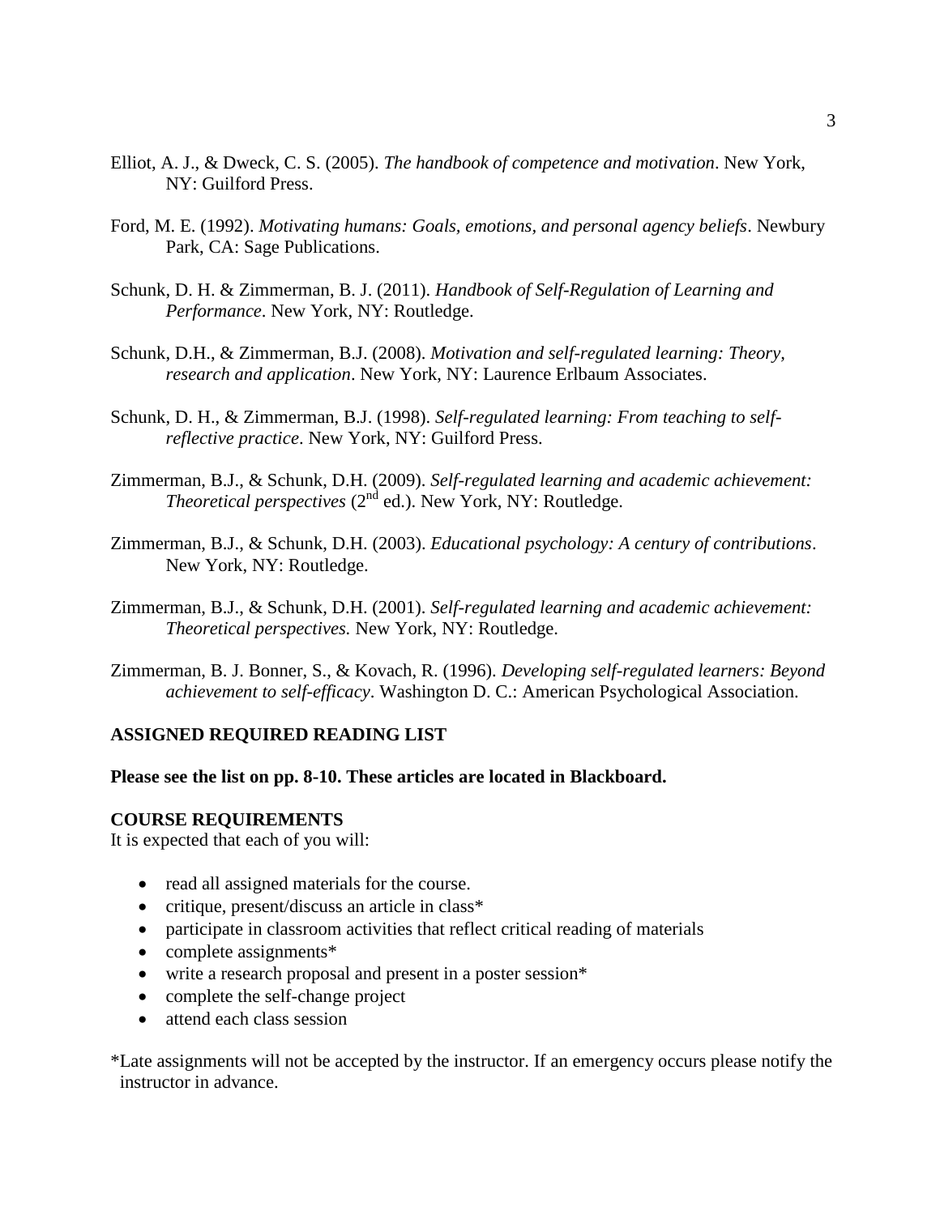Elliot, A. J., & Dweck, C. S. (2005). *The handbook of competence and motivation*. New York, NY: Guilford Press.

Ford, M. E. (1992). *Motivating humans: Goals, emotions, and personal agency beliefs*. Newbury Park, CA: Sage Publications.

Schunk, D. H. & Zimmerman, B. J. (2011). *Handbook of Self-Regulation of Learning and Performance*. New York, NY: Routledge.

Schunk, D.H., & Zimmerman, B.J. (2008). *Motivation and self-regulated learning: Theory, research and application*. New York, NY: Laurence Erlbaum Associates.

Schunk, D. H., & Zimmerman, B.J. (1998). *Self-regulated learning: From teaching to self-reflective practice*. New York, NY: Guilford Press.

Zimmerman, B.J., & Schunk, D.H. (2009). *Self-regulated learning and academic achievement: Theoretical perspectives* (2nd ed.). New York, NY: Routledge.

Zimmerman, B.J., & Schunk, D.H. (2003). *Educational psychology: A century of contributions*. New York, NY: Routledge.

Zimmerman, B.J., & Schunk, D.H. (2001). *Self-regulated learning and academic achievement: Theoretical perspectives.* New York, NY: Routledge.

Zimmerman, B. J. Bonner, S., & Kovach, R. (1996). *Developing self-regulated learners: Beyond achievement to self-efficacy*. Washington D. C.: American Psychological Association.

**ASSIGNED REQUIRED READING LIST**

**Please see the list on pp. 8-10. These articles are located in Blackboard.**

**COURSE REQUIREMENTS**

It is expected that each of you will:

- read all assigned materials for the course.
- critique, present/discuss an article in class*
- participate in classroom activities that reflect critical reading of materials
- complete assignments*
- write a research proposal and present in a poster session*
- complete the self-change project
- attend each class session

*Late assignments will not be accepted by the instructor. If an emergency occurs please notify the instructor in advance.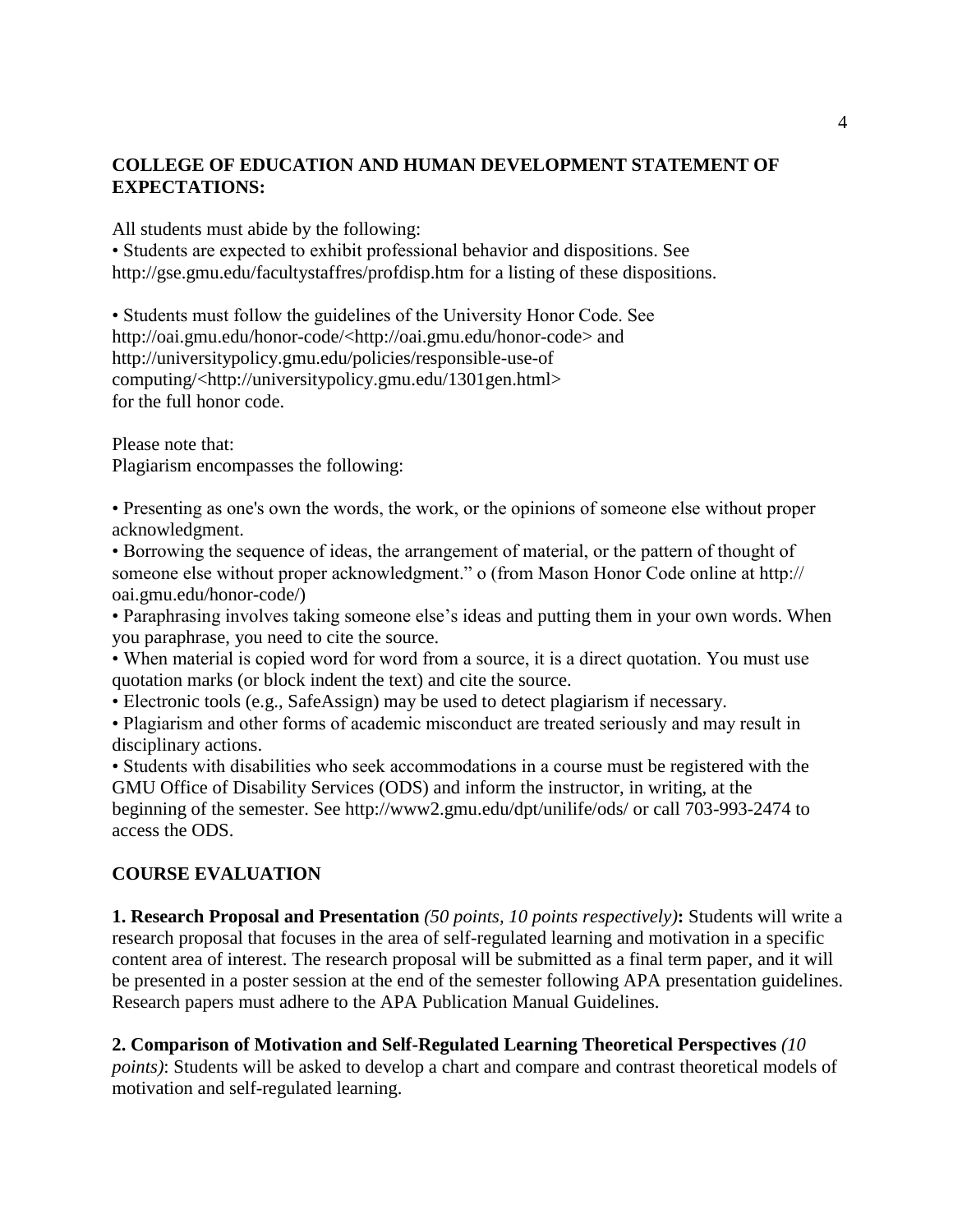**COLLEGE OF EDUCATION AND HUMAN DEVELOPMENT STATEMENT OF EXPECTATIONS:**

All students must abide by the following:

• Students are expected to exhibit professional behavior and dispositions. See http://gse.gmu.edu/facultystaffres/profdisp.htm for a listing of these dispositions.

• Students must follow the guidelines of the University Honor Code. See http://oai.gmu.edu/honor-code/<http://oai.gmu.edu/honor-code> and http://universitypolicy.gmu.edu/policies/responsible-use-of computing/<http://universitypolicy.gmu.edu/1301gen.html> for the full honor code.

Please note that:
Plagiarism encompasses the following:

• Presenting as one's own the words, the work, or the opinions of someone else without proper acknowledgment.
• Borrowing the sequence of ideas, the arrangement of material, or the pattern of thought of someone else without proper acknowledgment." o (from Mason Honor Code online at http:// oai.gmu.edu/honor-code/)
• Paraphrasing involves taking someone else's ideas and putting them in your own words. When you paraphrase, you need to cite the source.
• When material is copied word for word from a source, it is a direct quotation. You must use quotation marks (or block indent the text) and cite the source.
• Electronic tools (e.g., SafeAssign) may be used to detect plagiarism if necessary.
• Plagiarism and other forms of academic misconduct are treated seriously and may result in disciplinary actions.
• Students with disabilities who seek accommodations in a course must be registered with the GMU Office of Disability Services (ODS) and inform the instructor, in writing, at the beginning of the semester. See http://www2.gmu.edu/dpt/unilife/ods/ or call 703-993-2474 to access the ODS.

**COURSE EVALUATION**

**1. Research Proposal and Presentation** *(50 points, 10 points respectively)***:** Students will write a research proposal that focuses in the area of self-regulated learning and motivation in a specific content area of interest. The research proposal will be submitted as a final term paper, and it will be presented in a poster session at the end of the semester following APA presentation guidelines. Research papers must adhere to the APA Publication Manual Guidelines.

**2. Comparison of Motivation and Self-Regulated Learning Theoretical Perspectives** *(10 points)*: Students will be asked to develop a chart and compare and contrast theoretical models of motivation and self-regulated learning.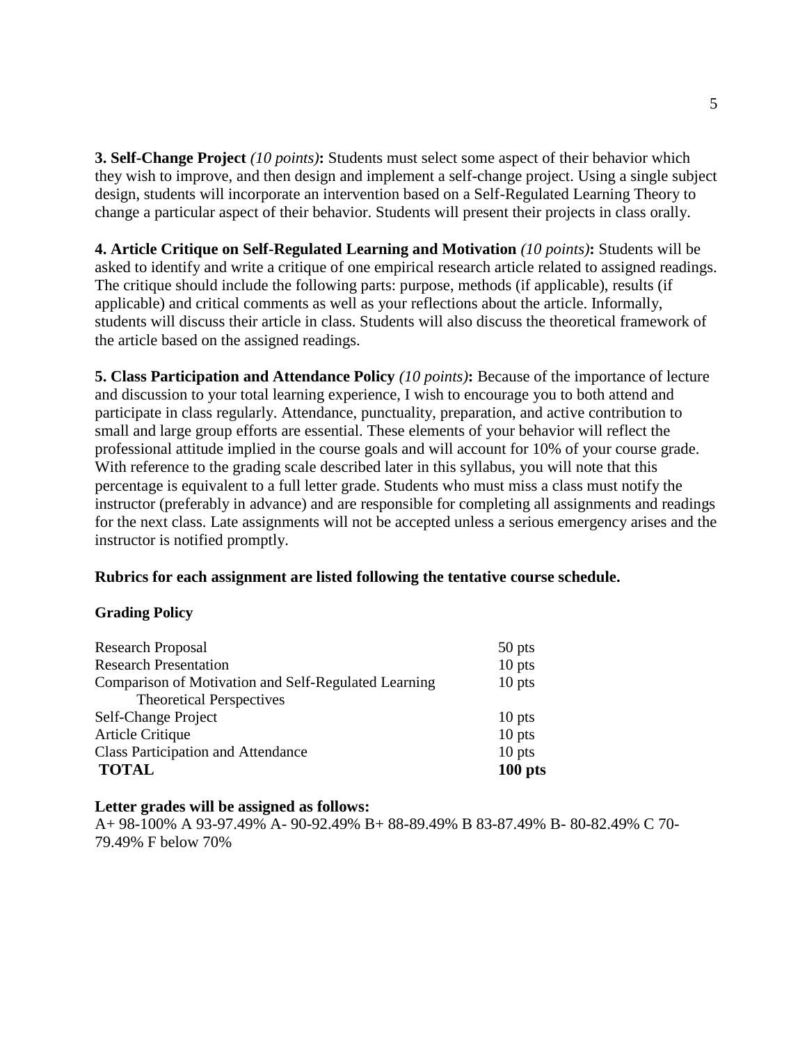**3. Self-Change Project** *(10 points)***:** Students must select some aspect of their behavior which they wish to improve, and then design and implement a self-change project. Using a single subject design, students will incorporate an intervention based on a Self-Regulated Learning Theory to change a particular aspect of their behavior. Students will present their projects in class orally.

**4. Article Critique on Self-Regulated Learning and Motivation** *(10 points)***:** Students will be asked to identify and write a critique of one empirical research article related to assigned readings. The critique should include the following parts: purpose, methods (if applicable), results (if applicable) and critical comments as well as your reflections about the article. Informally, students will discuss their article in class. Students will also discuss the theoretical framework of the article based on the assigned readings.

**5. Class Participation and Attendance Policy** *(10 points)***:** Because of the importance of lecture and discussion to your total learning experience, I wish to encourage you to both attend and participate in class regularly. Attendance, punctuality, preparation, and active contribution to small and large group efforts are essential. These elements of your behavior will reflect the professional attitude implied in the course goals and will account for 10% of your course grade. With reference to the grading scale described later in this syllabus, you will note that this percentage is equivalent to a full letter grade. Students who must miss a class must notify the instructor (preferably in advance) and are responsible for completing all assignments and readings for the next class. Late assignments will not be accepted unless a serious emergency arises and the instructor is notified promptly.

**Rubrics for each assignment are listed following the tentative course schedule.**

**Grading Policy**

| | |
|---|---|
| Research Proposal | 50 pts |
| Research Presentation | 10 pts |
| Comparison of Motivation and Self-Regulated Learning Theoretical Perspectives | 10 pts |
| Self-Change Project | 10 pts |
| Article Critique | 10 pts |
| Class Participation and Attendance | 10 pts |
| **TOTAL** | **100 pts** |

**Letter grades will be assigned as follows:**

A+ 98-100% A 93-97.49% A- 90-92.49% B+ 88-89.49% B 83-87.49% B- 80-82.49% C 70-79.49% F below 70%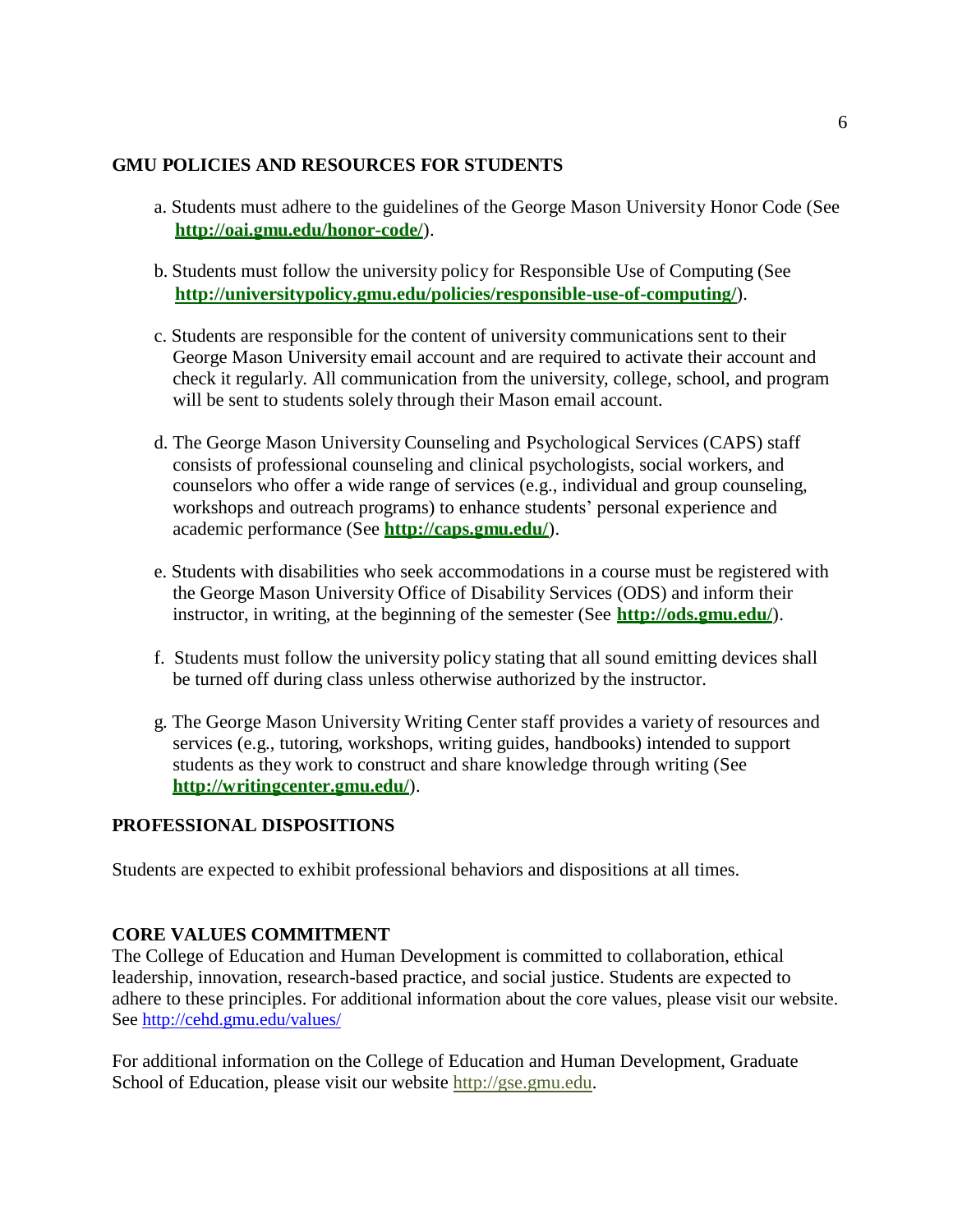## GMU POLICIES AND RESOURCES FOR STUDENTS

a. Students must adhere to the guidelines of the George Mason University Honor Code (See **http://oai.gmu.edu/honor-code/**).

b. Students must follow the university policy for Responsible Use of Computing (See **http://universitypolicy.gmu.edu/policies/responsible-use-of-computing/**).

c. Students are responsible for the content of university communications sent to their George Mason University email account and are required to activate their account and check it regularly. All communication from the university, college, school, and program will be sent to students solely through their Mason email account.

d. The George Mason University Counseling and Psychological Services (CAPS) staff consists of professional counseling and clinical psychologists, social workers, and counselors who offer a wide range of services (e.g., individual and group counseling, workshops and outreach programs) to enhance students' personal experience and academic performance (See **http://caps.gmu.edu/**).

e. Students with disabilities who seek accommodations in a course must be registered with the George Mason University Office of Disability Services (ODS) and inform their instructor, in writing, at the beginning of the semester (See **http://ods.gmu.edu/**).

f. Students must follow the university policy stating that all sound emitting devices shall be turned off during class unless otherwise authorized by the instructor.

g. The George Mason University Writing Center staff provides a variety of resources and services (e.g., tutoring, workshops, writing guides, handbooks) intended to support students as they work to construct and share knowledge through writing (See **http://writingcenter.gmu.edu/**).

## PROFESSIONAL DISPOSITIONS

Students are expected to exhibit professional behaviors and dispositions at all times.

## CORE VALUES COMMITMENT

The College of Education and Human Development is committed to collaboration, ethical leadership, innovation, research-based practice, and social justice. Students are expected to adhere to these principles. For additional information about the core values, please visit our website. See http://cehd.gmu.edu/values/

For additional information on the College of Education and Human Development, Graduate School of Education, please visit our website http://gse.gmu.edu.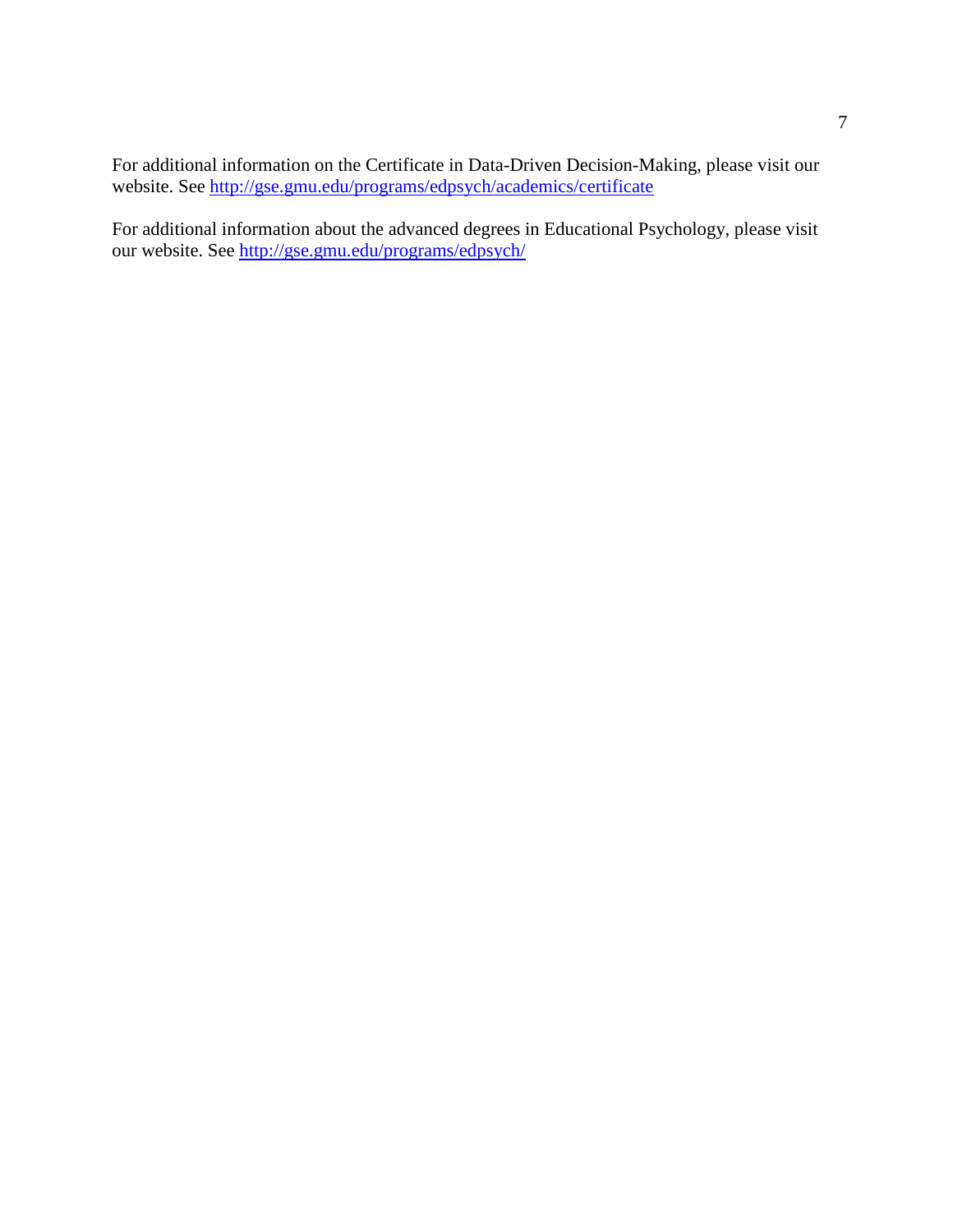For additional information on the Certificate in Data-Driven Decision-Making, please visit our website. See http://gse.gmu.edu/programs/edpsych/academics/certificate

For additional information about the advanced degrees in Educational Psychology, please visit our website. See http://gse.gmu.edu/programs/edpsych/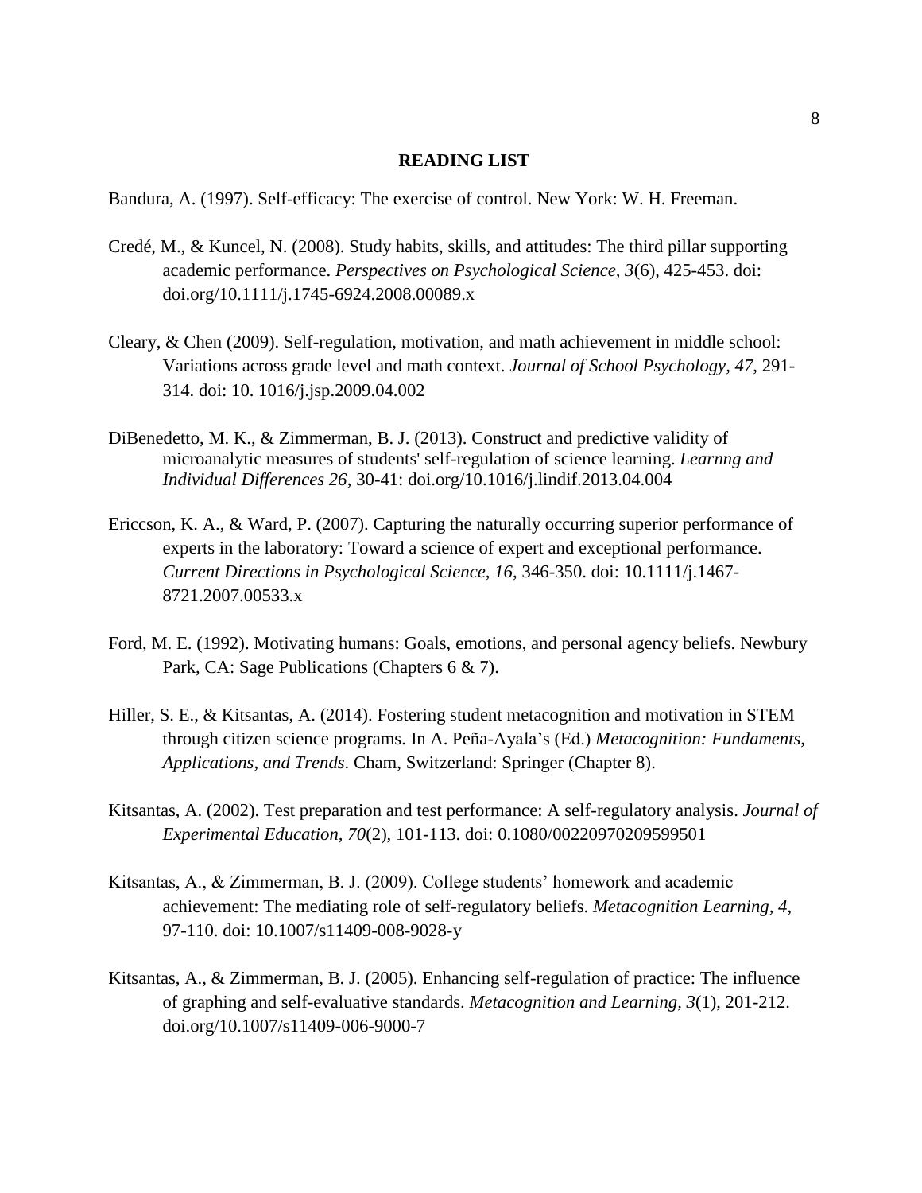## READING LIST

Bandura, A. (1997). Self-efficacy: The exercise of control. New York: W. H. Freeman.

Credé, M., & Kuncel, N. (2008). Study habits, skills, and attitudes: The third pillar supporting academic performance. *Perspectives on Psychological Science, 3*(6), 425-453. doi: doi.org/10.1111/j.1745-6924.2008.00089.x

Cleary, & Chen (2009). Self-regulation, motivation, and math achievement in middle school: Variations across grade level and math context. *Journal of School Psychology, 47*, 291-314. doi: 10. 1016/j.jsp.2009.04.002

DiBenedetto, M. K., & Zimmerman, B. J. (2013). Construct and predictive validity of microanalytic measures of students' self-regulation of science learning. *Learnng and Individual Differences 26*, 30-41: doi.org/10.1016/j.lindif.2013.04.004

Ericcson, K. A., & Ward, P. (2007). Capturing the naturally occurring superior performance of experts in the laboratory: Toward a science of expert and exceptional performance. *Current Directions in Psychological Science, 16*, 346-350. doi: 10.1111/j.1467-8721.2007.00533.x

Ford, M. E. (1992). Motivating humans: Goals, emotions, and personal agency beliefs. Newbury Park, CA: Sage Publications (Chapters 6 & 7).

Hiller, S. E., & Kitsantas, A. (2014). Fostering student metacognition and motivation in STEM through citizen science programs. In A. Peña-Ayala's (Ed.) *Metacognition: Fundaments, Applications, and Trends*. Cham, Switzerland: Springer (Chapter 8).

Kitsantas, A. (2002). Test preparation and test performance: A self-regulatory analysis. *Journal of Experimental Education, 70*(2), 101-113. doi: 0.1080/00220970209599501

Kitsantas, A., & Zimmerman, B. J. (2009). College students' homework and academic achievement: The mediating role of self-regulatory beliefs. *Metacognition Learning, 4*, 97-110. doi: 10.1007/s11409-008-9028-y

Kitsantas, A., & Zimmerman, B. J. (2005). Enhancing self-regulation of practice: The influence of graphing and self-evaluative standards. *Metacognition and Learning, 3*(1), 201-212. doi.org/10.1007/s11409-006-9000-7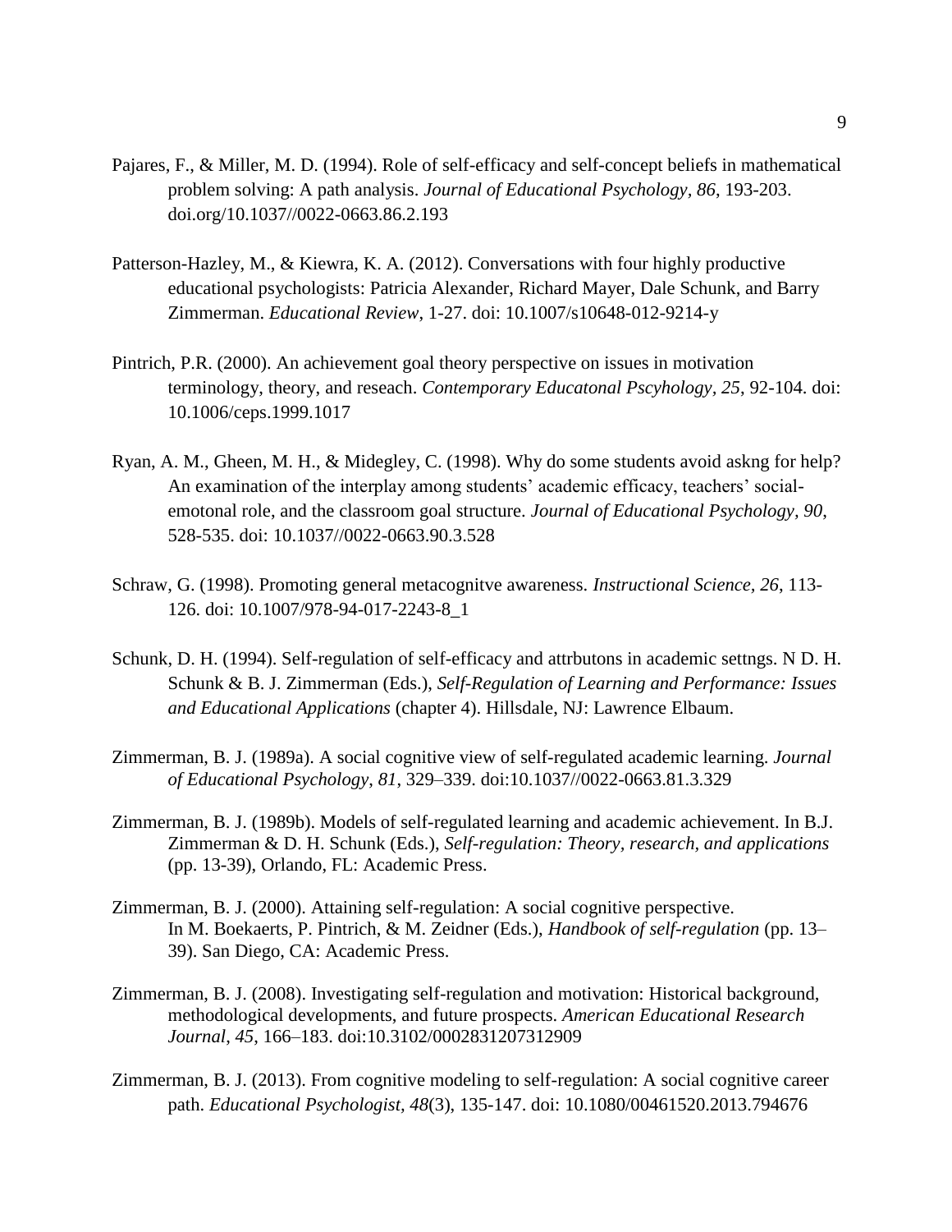Pajares, F., & Miller, M. D. (1994). Role of self-efficacy and self-concept beliefs in mathematical problem solving: A path analysis. *Journal of Educational Psychology*, *86*, 193-203. doi.org/10.1037//0022-0663.86.2.193

Patterson-Hazley, M., & Kiewra, K. A. (2012). Conversations with four highly productive educational psychologists: Patricia Alexander, Richard Mayer, Dale Schunk, and Barry Zimmerman. *Educational Review*, 1-27. doi: 10.1007/s10648-012-9214-y

Pintrich, P.R. (2000). An achievement goal theory perspective on issues in motivation terminology, theory, and reseach. *Contemporary Educatonal Pscyhology*, *25*, 92-104. doi: 10.1006/ceps.1999.1017

Ryan, A. M., Gheen, M. H., & Midegley, C. (1998). Why do some students avoid askng for help? An examination of the interplay among students' academic efficacy, teachers' social-emotonal role, and the classroom goal structure. *Journal of Educational Psychology*, *90*, 528-535. doi: 10.1037//0022-0663.90.3.528

Schraw, G. (1998). Promoting general metacognitve awareness. *Instructional Science, 26*, 113-126. doi: 10.1007/978-94-017-2243-8_1

Schunk, D. H. (1994). Self-regulation of self-efficacy and attrbutons in academic settngs. N D. H. Schunk & B. J. Zimmerman (Eds.), *Self-Regulation of Learning and Performance: Issues and Educational Applications* (chapter 4). Hillsdale, NJ: Lawrence Elbaum.

Zimmerman, B. J. (1989a). A social cognitive view of self-regulated academic learning. *Journal of Educational Psychology*, *81*, 329–339. doi:10.1037//0022-0663.81.3.329

Zimmerman, B. J. (1989b). Models of self-regulated learning and academic achievement. In B.J. Zimmerman & D. H. Schunk (Eds.), *Self-regulation: Theory, research, and applications* (pp. 13-39), Orlando, FL: Academic Press.

Zimmerman, B. J. (2000). Attaining self-regulation: A social cognitive perspective. In M. Boekaerts, P. Pintrich, & M. Zeidner (Eds.), *Handbook of self-regulation* (pp. 13–39). San Diego, CA: Academic Press.

Zimmerman, B. J. (2008). Investigating self-regulation and motivation: Historical background, methodological developments, and future prospects. *American Educational Research Journal*, *45*, 166–183. doi:10.3102/0002831207312909

Zimmerman, B. J. (2013). From cognitive modeling to self-regulation: A social cognitive career path. *Educational Psychologist, 48*(3), 135-147. doi: 10.1080/00461520.2013.794676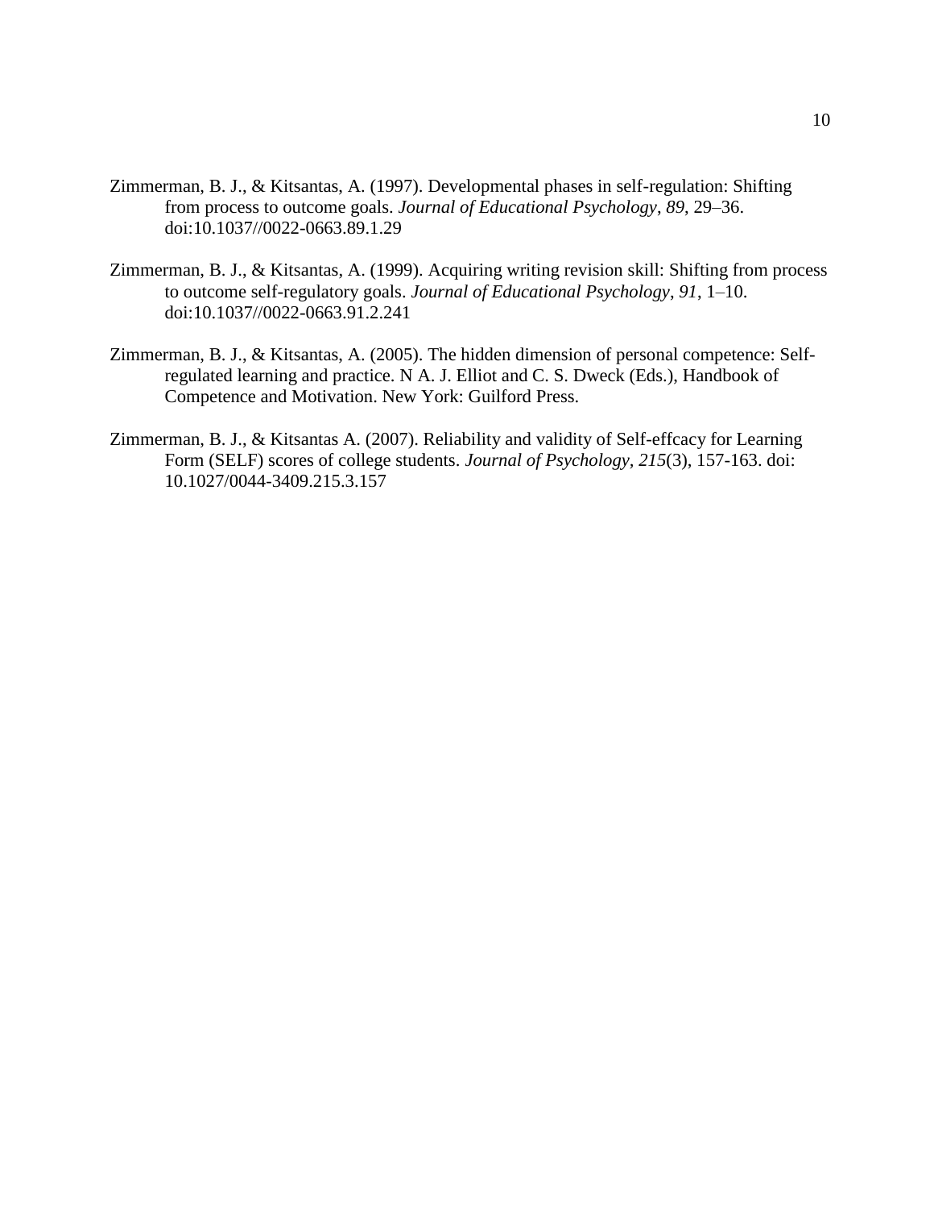Zimmerman, B. J., & Kitsantas, A. (1997). Developmental phases in self-regulation: Shifting from process to outcome goals. *Journal of Educational Psychology*, *89*, 29–36. doi:10.1037//0022-0663.89.1.29

Zimmerman, B. J., & Kitsantas, A. (1999). Acquiring writing revision skill: Shifting from process to outcome self-regulatory goals. *Journal of Educational Psychology*, *91*, 1–10. doi:10.1037//0022-0663.91.2.241

Zimmerman, B. J., & Kitsantas, A. (2005). The hidden dimension of personal competence: Self-regulated learning and practice. N A. J. Elliot and C. S. Dweck (Eds.), Handbook of Competence and Motivation. New York: Guilford Press.

Zimmerman, B. J., & Kitsantas A. (2007). Reliability and validity of Self-effcacy for Learning Form (SELF) scores of college students. *Journal of Psychology*, *215*(3), 157-163. doi: 10.1027/0044-3409.215.3.157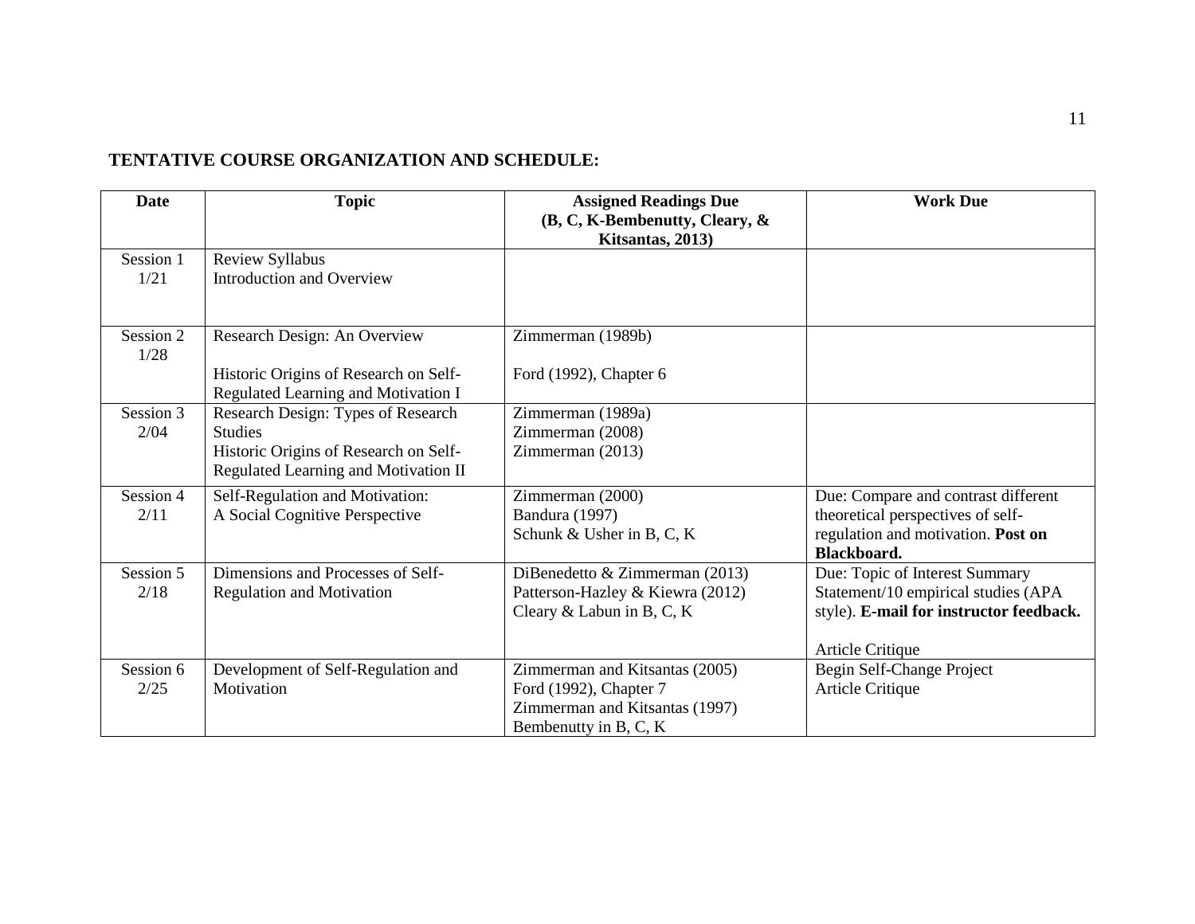**TENTATIVE COURSE ORGANIZATION AND SCHEDULE:**

| Date | Topic | Assigned Readings Due (B, C, K-Bembenutty, Cleary, & Kitsantas, 2013) | Work Due |
|---|---|---|---|
| Session 1 1/21 | Review Syllabus<br>Introduction and Overview | | |
| Session 2 1/28 | Research Design: An Overview<br><br>Historic Origins of Research on Self-Regulated Learning and Motivation I | Zimmerman (1989b)<br><br>Ford (1992), Chapter 6 | |
| Session 3 2/04 | Research Design: Types of Research Studies<br>Historic Origins of Research on Self-Regulated Learning and Motivation II | Zimmerman (1989a)<br>Zimmerman (2008)<br>Zimmerman (2013) | |
| Session 4 2/11 | Self-Regulation and Motivation: A Social Cognitive Perspective | Zimmerman (2000)<br>Bandura (1997)<br>Schunk & Usher in B, C, K | Due: Compare and contrast different theoretical perspectives of self-regulation and motivation. **Post on Blackboard.** |
| Session 5 2/18 | Dimensions and Processes of Self-Regulation and Motivation | DiBenedetto & Zimmerman (2013)<br>Patterson-Hazley & Kiewra (2012)<br>Cleary & Labun in B, C, K | Due: Topic of Interest Summary Statement/10 empirical studies (APA style). **E-mail for instructor feedback.**<br><br>Article Critique |
| Session 6 2/25 | Development of Self-Regulation and Motivation | Zimmerman and Kitsantas (2005)<br>Ford (1992), Chapter 7<br>Zimmerman and Kitsantas (1997)<br>Bembenutty in B, C, K | Begin Self-Change Project<br>Article Critique |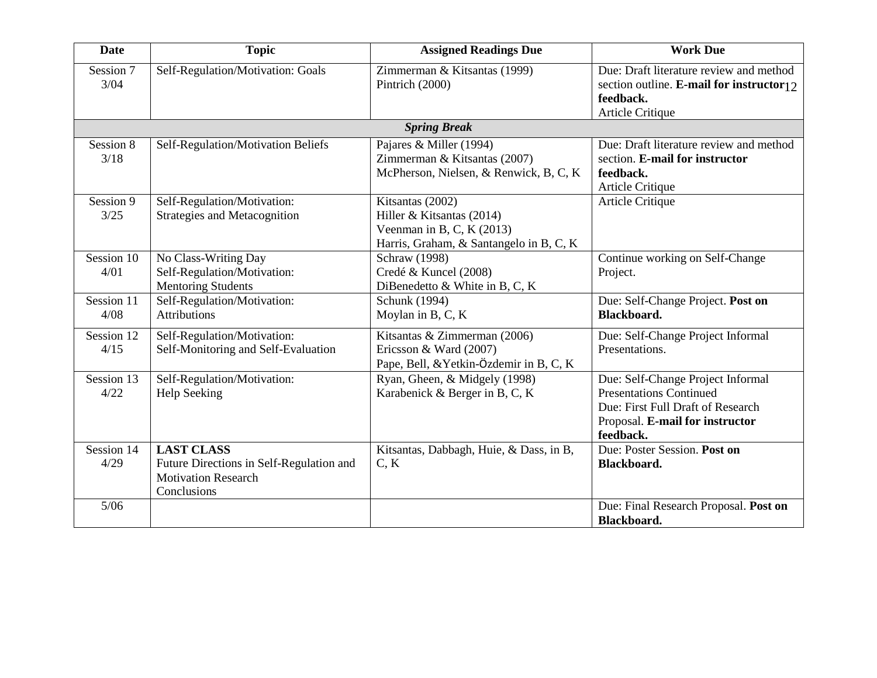| Date | Topic | Assigned Readings Due | Work Due |
|---|---|---|---|
| Session 7 3/04 | Self-Regulation/Motivation: Goals | Zimmerman & Kitsantas (1999)<br>Pintrich (2000) | Due: Draft literature review and method section outline. **E-mail for instructor feedback.**<br>Article Critique |
| | | ***Spring Break*** | |
| Session 8 3/18 | Self-Regulation/Motivation Beliefs | Pajares & Miller (1994)<br>Zimmerman & Kitsantas (2007)<br>McPherson, Nielsen, & Renwick, B, C, K | Due: Draft literature review and method section. **E-mail for instructor feedback.**<br>Article Critique |
| Session 9 3/25 | Self-Regulation/Motivation: Strategies and Metacognition | Kitsantas (2002)<br>Hiller & Kitsantas (2014)<br>Veenman in B, C, K (2013)<br>Harris, Graham, & Santangelo in B, C, K | Article Critique |
| Session 10 4/01 | No Class-Writing Day<br>Self-Regulation/Motivation: Mentoring Students | Schraw (1998)<br>Credé & Kuncel (2008)<br>DiBenedetto & White in B, C, K | Continue working on Self-Change Project. |
| Session 11 4/08 | Self-Regulation/Motivation: Attributions | Schunk (1994)<br>Moylan in B, C, K | Due: Self-Change Project. **Post on Blackboard.** |
| Session 12 4/15 | Self-Regulation/Motivation: Self-Monitoring and Self-Evaluation | Kitsantas & Zimmerman (2006)<br>Ericsson & Ward (2007)<br>Pape, Bell, &Yetkin-Özdemir in B, C, K | Due: Self-Change Project Informal Presentations. |
| Session 13 4/22 | Self-Regulation/Motivation: Help Seeking | Ryan, Gheen, & Midgely (1998)<br>Karabenick & Berger in B, C, K | Due: Self-Change Project Informal Presentations Continued<br>Due: First Full Draft of Research Proposal. **E-mail for instructor feedback.** |
| Session 14 4/29 | **LAST CLASS**<br>Future Directions in Self-Regulation and Motivation Research<br>Conclusions | Kitsantas, Dabbagh, Huie, & Dass, in B, C, K | Due: Poster Session. **Post on Blackboard.** |
| 5/06 | | | Due: Final Research Proposal. **Post on Blackboard.** |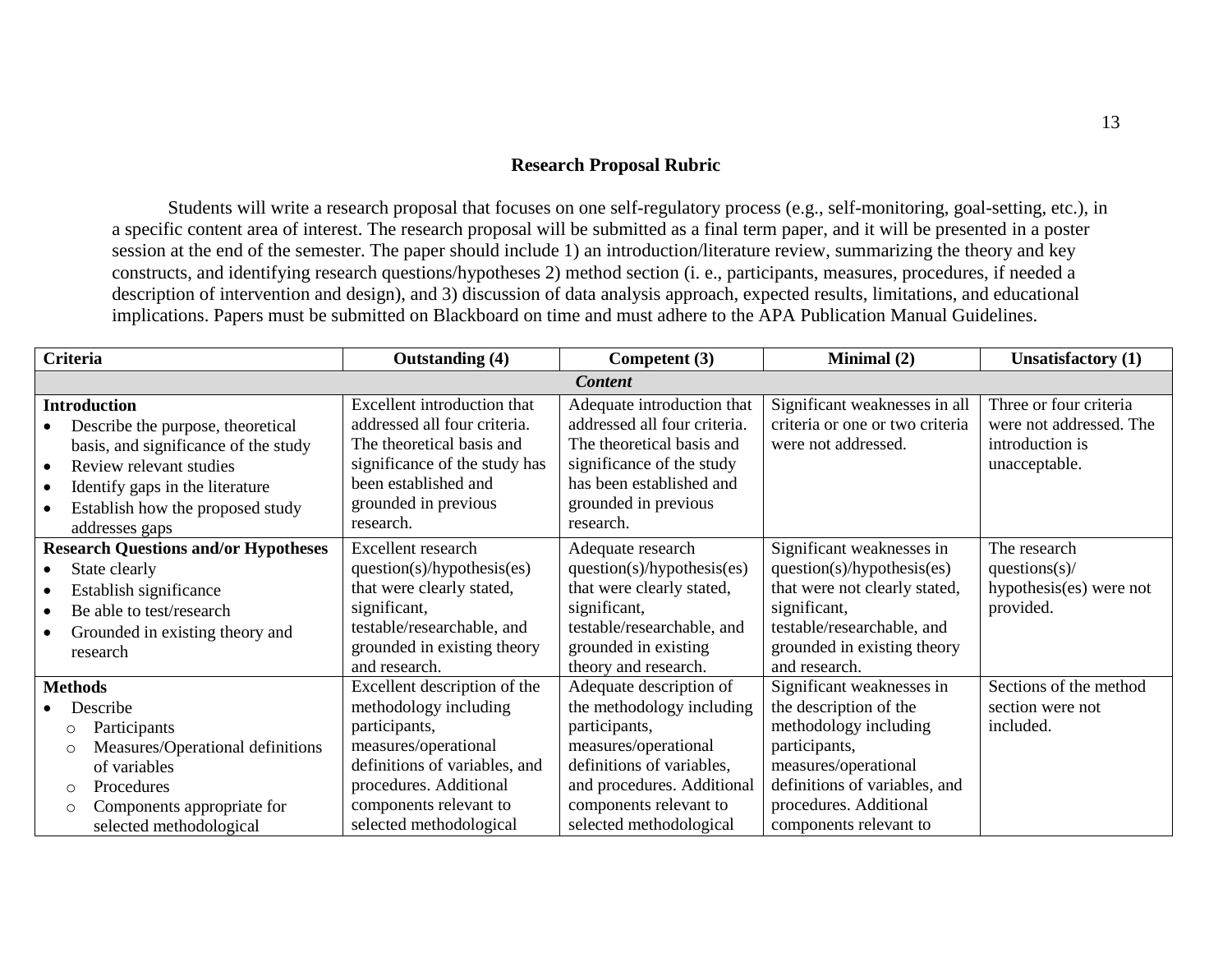## Research Proposal Rubric

Students will write a research proposal that focuses on one self-regulatory process (e.g., self-monitoring, goal-setting, etc.), in a specific content area of interest. The research proposal will be submitted as a final term paper, and it will be presented in a poster session at the end of the semester. The paper should include 1) an introduction/literature review, summarizing the theory and key constructs, and identifying research questions/hypotheses 2) method section (i. e., participants, measures, procedures, if needed a description of intervention and design), and 3) discussion of data analysis approach, expected results, limitations, and educational implications. Papers must be submitted on Blackboard on time and must adhere to the APA Publication Manual Guidelines.

| Criteria | Outstanding (4) | Competent (3) | Minimal (2) | Unsatisfactory (1) |
|---|---|---|---|---|
| ***Content*** | | | | |
| **Introduction**<br>• Describe the purpose, theoretical basis, and significance of the study<br>• Review relevant studies<br>• Identify gaps in the literature<br>• Establish how the proposed study addresses gaps | Excellent introduction that addressed all four criteria. The theoretical basis and significance of the study has been established and grounded in previous research. | Adequate introduction that addressed all four criteria. The theoretical basis and significance of the study has been established and grounded in previous research. | Significant weaknesses in all criteria or one or two criteria were not addressed. | Three or four criteria were not addressed. The introduction is unacceptable. |
| **Research Questions and/or Hypotheses**<br>• State clearly<br>• Establish significance<br>• Be able to test/research<br>• Grounded in existing theory and research | Excellent research question(s)/hypothesis(es) that were clearly stated, significant, testable/researchable, and grounded in existing theory and research. | Adequate research question(s)/hypothesis(es) that were clearly stated, significant, testable/researchable, and grounded in existing theory and research. | Significant weaknesses in question(s)/hypothesis(es) that were not clearly stated, significant, testable/researchable, and grounded in existing theory and research. | The research questions(s)/ hypothesis(es) were not provided. |
| **Methods**<br>• Describe<br>  ○ Participants<br>  ○ Measures/Operational definitions of variables<br>  ○ Procedures<br>  ○ Components appropriate for selected methodological | Excellent description of the methodology including participants, measures/operational definitions of variables, and procedures. Additional components relevant to selected methodological | Adequate description of the methodology including participants, measures/operational definitions of variables, and procedures. Additional components relevant to selected methodological | Significant weaknesses in the description of the methodology including participants, measures/operational definitions of variables, and procedures. Additional components relevant to | Sections of the method section were not included. |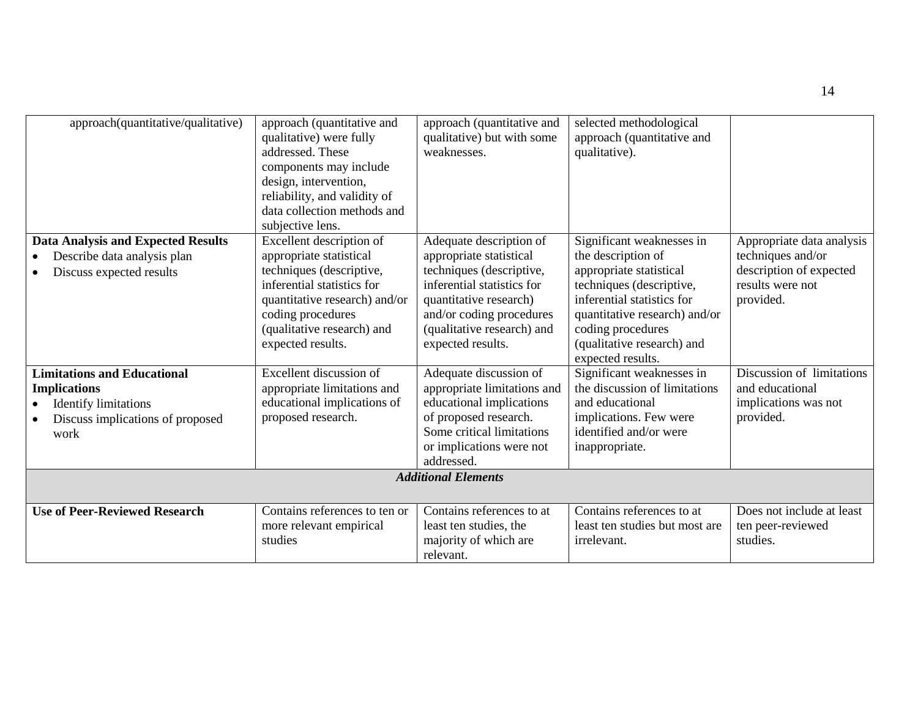| | | | | |
|---|---|---|---|---|
| approach(quantitative/qualitative) | approach (quantitative and qualitative) were fully addressed. These components may include design, intervention, reliability, and validity of data collection methods and subjective lens. | approach (quantitative and qualitative) but with some weaknesses. | selected methodological approach (quantitative and qualitative). | |
| **Data Analysis and Expected Results**<br>• Describe data analysis plan<br>• Discuss expected results | Excellent description of appropriate statistical techniques (descriptive, inferential statistics for quantitative research) and/or coding procedures (qualitative research) and expected results. | Adequate description of appropriate statistical techniques (descriptive, inferential statistics for quantitative research) and/or coding procedures (qualitative research) and expected results. | Significant weaknesses in the description of appropriate statistical techniques (descriptive, inferential statistics for quantitative research) and/or coding procedures (qualitative research) and expected results. | Appropriate data analysis techniques and/or description of expected results were not provided. |
| **Limitations and Educational Implications**<br>• Identify limitations<br>• Discuss implications of proposed work | Excellent discussion of appropriate limitations and educational implications of proposed research. | Adequate discussion of appropriate limitations and educational implications of proposed research. Some critical limitations or implications were not addressed. | Significant weaknesses in the discussion of limitations and educational implications. Few were identified and/or were inappropriate. | Discussion of limitations and educational implications was not provided. |
| ***Additional Elements*** | | | | |
| **Use of Peer-Reviewed Research** | Contains references to ten or more relevant empirical studies | Contains references to at least ten studies, the majority of which are relevant. | Contains references to at least ten studies but most are irrelevant. | Does not include at least ten peer-reviewed studies. |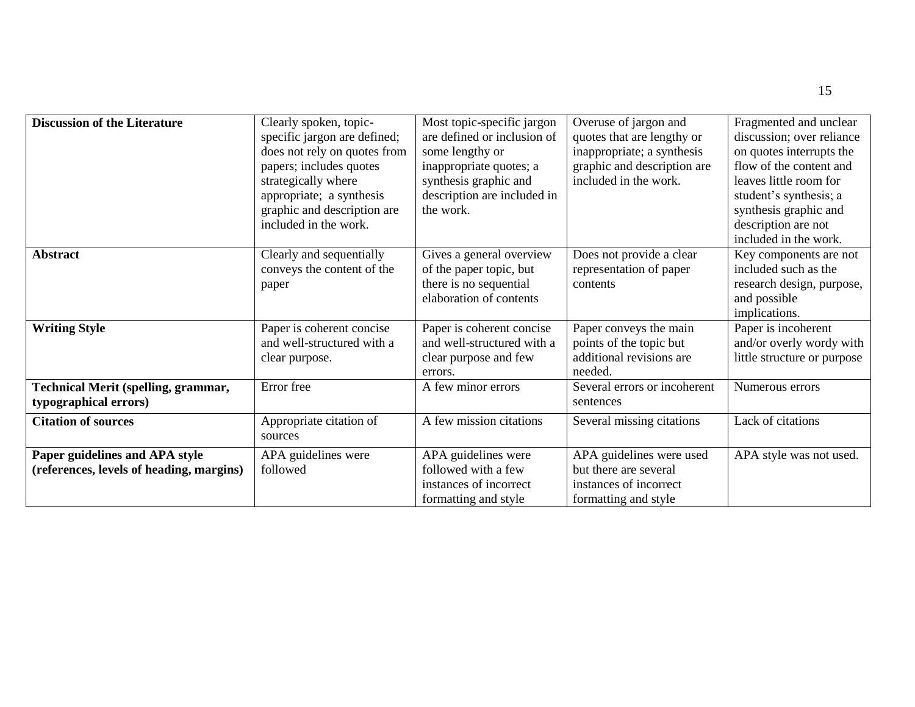| **Discussion of the Literature** | Clearly spoken, topic-specific jargon are defined; does not rely on quotes from papers; includes quotes strategically where appropriate; a synthesis graphic and description are included in the work. | Most topic-specific jargon are defined or inclusion of some lengthy or inappropriate quotes; a synthesis graphic and description are included in the work. | Overuse of jargon and quotes that are lengthy or inappropriate; a synthesis graphic and description are included in the work. | Fragmented and unclear discussion; over reliance on quotes interrupts the flow of the content and leaves little room for student's synthesis; a synthesis graphic and description are not included in the work. |
|---|---|---|---|---|
| **Abstract** | Clearly and sequentially conveys the content of the paper | Gives a general overview of the paper topic, but there is no sequential elaboration of contents | Does not provide a clear representation of paper contents | Key components are not included such as the research design, purpose, and possible implications. |
| **Writing Style** | Paper is coherent concise and well-structured with a clear purpose. | Paper is coherent concise and well-structured with a clear purpose and few errors. | Paper conveys the main points of the topic but additional revisions are needed. | Paper is incoherent and/or overly wordy with little structure or purpose |
| **Technical Merit (spelling, grammar, typographical errors)** | Error free | A few minor errors | Several errors or incoherent sentences | Numerous errors |
| **Citation of sources** | Appropriate citation of sources | A few mission citations | Several missing citations | Lack of citations |
| **Paper guidelines and APA style (references, levels of heading, margins)** | APA guidelines were followed | APA guidelines were followed with a few instances of incorrect formatting and style | APA guidelines were used but there are several instances of incorrect formatting and style | APA style was not used. |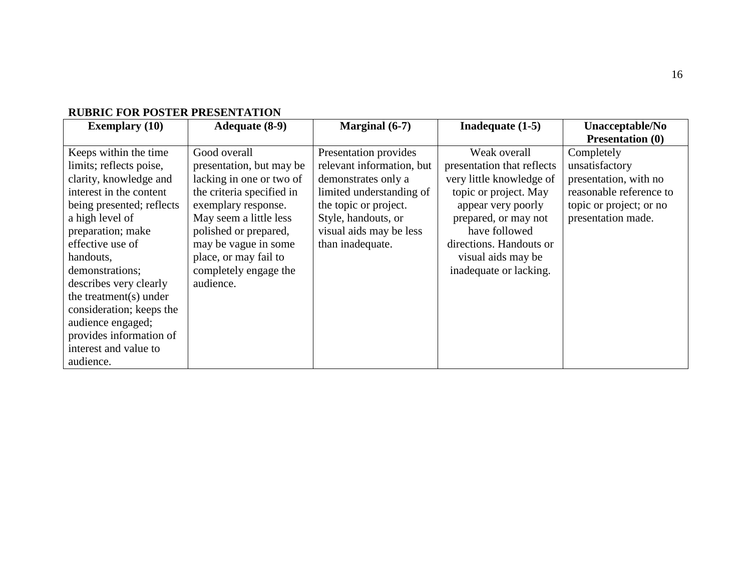**RUBRIC FOR POSTER PRESENTATION**

| Exemplary (10) | Adequate (8-9) | Marginal (6-7) | Inadequate (1-5) | Unacceptable/No Presentation (0) |
|---|---|---|---|---|
| Keeps within the time limits; reflects poise, clarity, knowledge and interest in the content being presented; reflects a high level of preparation; make effective use of handouts, demonstrations; describes very clearly the treatment(s) under consideration; keeps the audience engaged; provides information of interest and value to audience. | Good overall presentation, but may be lacking in one or two of the criteria specified in exemplary response. May seem a little less polished or prepared, may be vague in some place, or may fail to completely engage the audience. | Presentation provides relevant information, but demonstrates only a limited understanding of the topic or project. Style, handouts, or visual aids may be less than inadequate. | Weak overall presentation that reflects very little knowledge of topic or project. May appear very poorly prepared, or may not have followed directions. Handouts or visual aids may be inadequate or lacking. | Completely unsatisfactory presentation, with no reasonable reference to topic or project; or no presentation made. |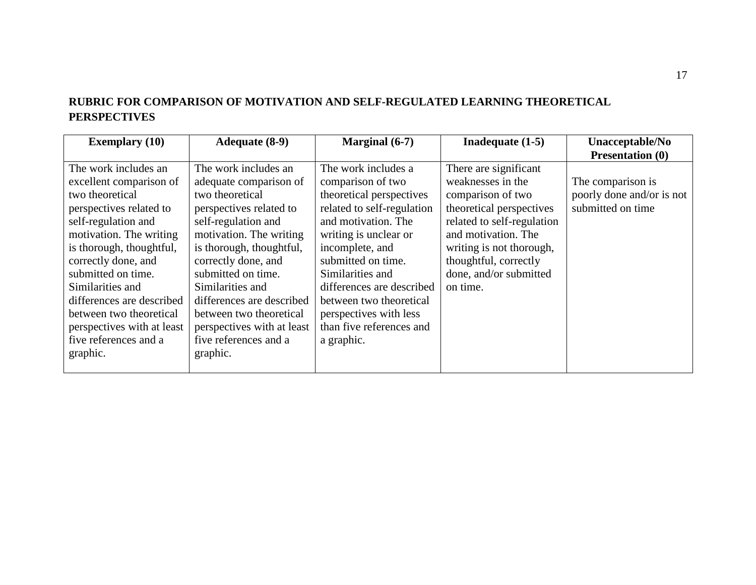**RUBRIC FOR COMPARISON OF MOTIVATION AND SELF-REGULATED LEARNING THEORETICAL PERSPECTIVES**

| Exemplary (10) | Adequate (8-9) | Marginal (6-7) | Inadequate (1-5) | Unacceptable/No Presentation (0) |
|---|---|---|---|---|
| The work includes an excellent comparison of two theoretical perspectives related to self-regulation and motivation. The writing is thorough, thoughtful, correctly done, and submitted on time. Similarities and differences are described between two theoretical perspectives with at least five references and a graphic. | The work includes an adequate comparison of two theoretical perspectives related to self-regulation and motivation. The writing is thorough, thoughtful, correctly done, and submitted on time. Similarities and differences are described between two theoretical perspectives with at least five references and a graphic. | The work includes a comparison of two theoretical perspectives related to self-regulation and motivation. The writing is unclear or incomplete, and submitted on time. Similarities and differences are described between two theoretical perspectives with less than five references and a graphic. | There are significant weaknesses in the comparison of two theoretical perspectives related to self-regulation and motivation. The writing is not thorough, thoughtful, correctly done, and/or submitted on time. | The comparison is poorly done and/or is not submitted on time |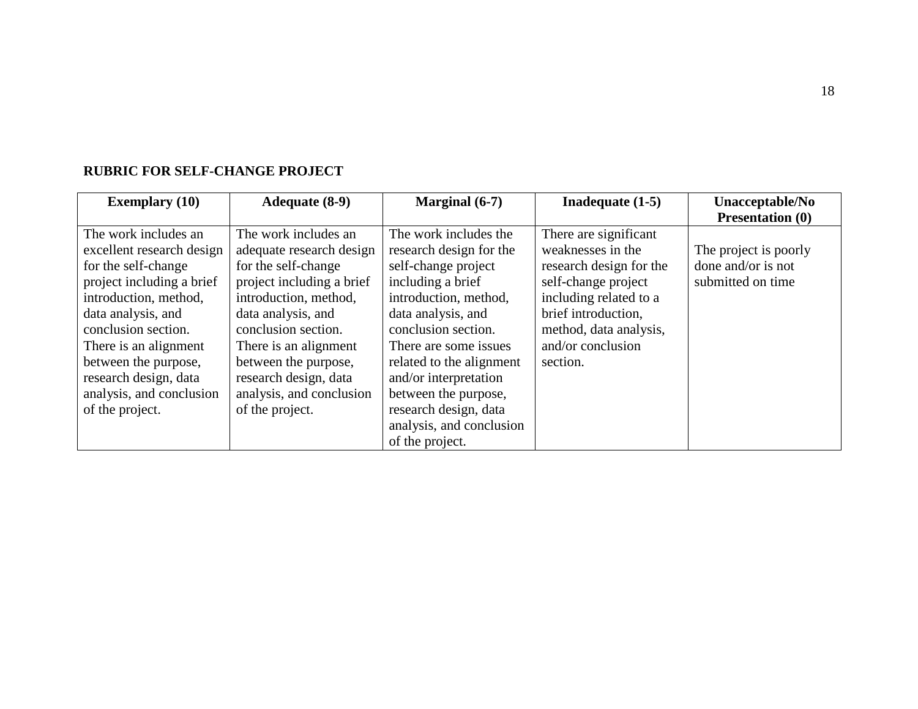**RUBRIC FOR SELF-CHANGE PROJECT**

| Exemplary (10) | Adequate (8-9) | Marginal (6-7) | Inadequate (1-5) | Unacceptable/No Presentation (0) |
|---|---|---|---|---|
| The work includes an excellent research design for the self-change project including a brief introduction, method, data analysis, and conclusion section. There is an alignment between the purpose, research design, data analysis, and conclusion of the project. | The work includes an adequate research design for the self-change project including a brief introduction, method, data analysis, and conclusion section. There is an alignment between the purpose, research design, data analysis, and conclusion of the project. | The work includes the research design for the self-change project including a brief introduction, method, data analysis, and conclusion section. There are some issues related to the alignment and/or interpretation between the purpose, research design, data analysis, and conclusion of the project. | There are significant weaknesses in the research design for the self-change project including related to a brief introduction, method, data analysis, and/or conclusion section. | The project is poorly done and/or is not submitted on time |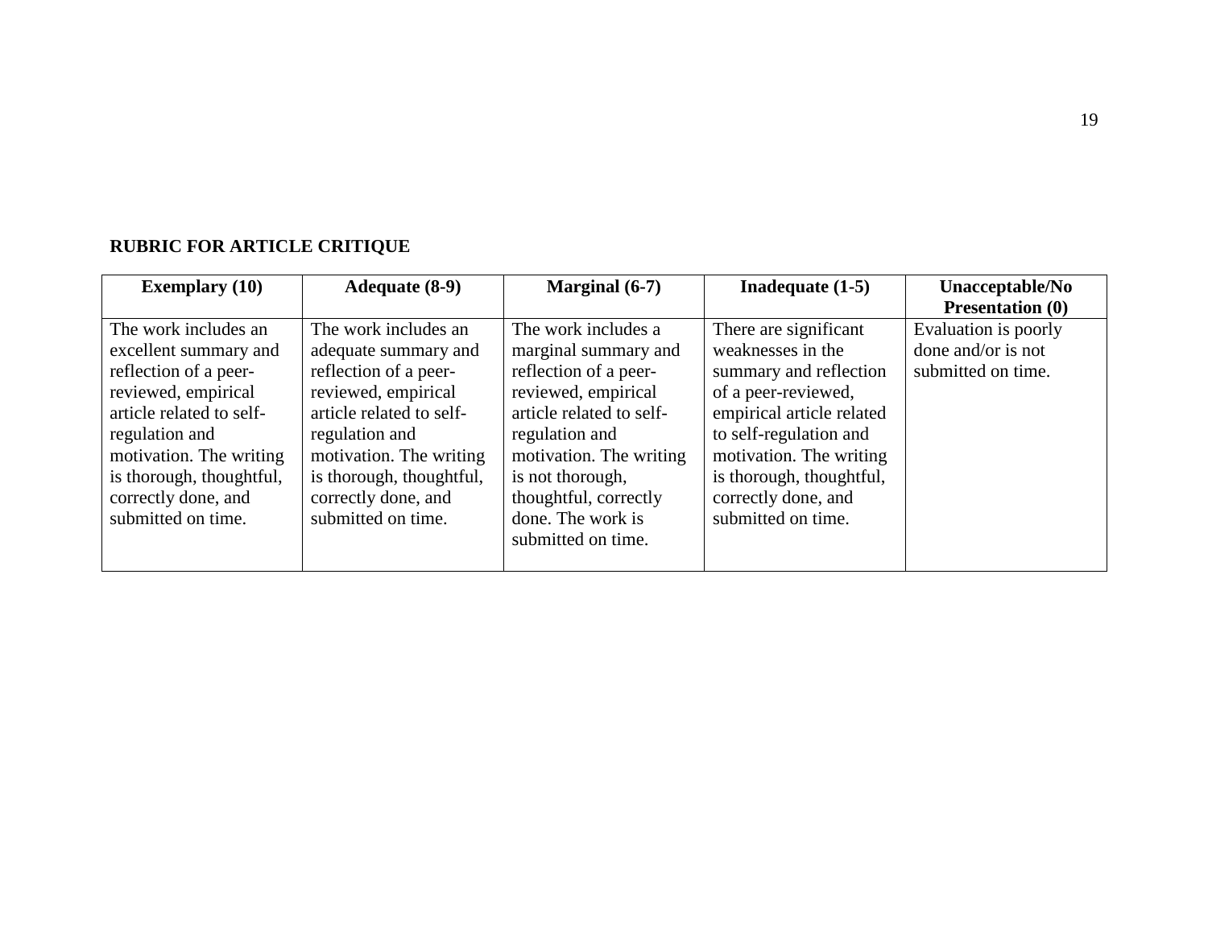**RUBRIC FOR ARTICLE CRITIQUE**

| Exemplary (10) | Adequate (8-9) | Marginal (6-7) | Inadequate (1-5) | Unacceptable/No Presentation (0) |
|---|---|---|---|---|
| The work includes an excellent summary and reflection of a peer-reviewed, empirical article related to self-regulation and motivation. The writing is thorough, thoughtful, correctly done, and submitted on time. | The work includes an adequate summary and reflection of a peer-reviewed, empirical article related to self-regulation and motivation. The writing is thorough, thoughtful, correctly done, and submitted on time. | The work includes a marginal summary and reflection of a peer-reviewed, empirical article related to self-regulation and motivation. The writing is not thorough, thoughtful, correctly done. The work is submitted on time. | There are significant weaknesses in the summary and reflection of a peer-reviewed, empirical article related to self-regulation and motivation. The writing is thorough, thoughtful, correctly done, and submitted on time. | Evaluation is poorly done and/or is not submitted on time. |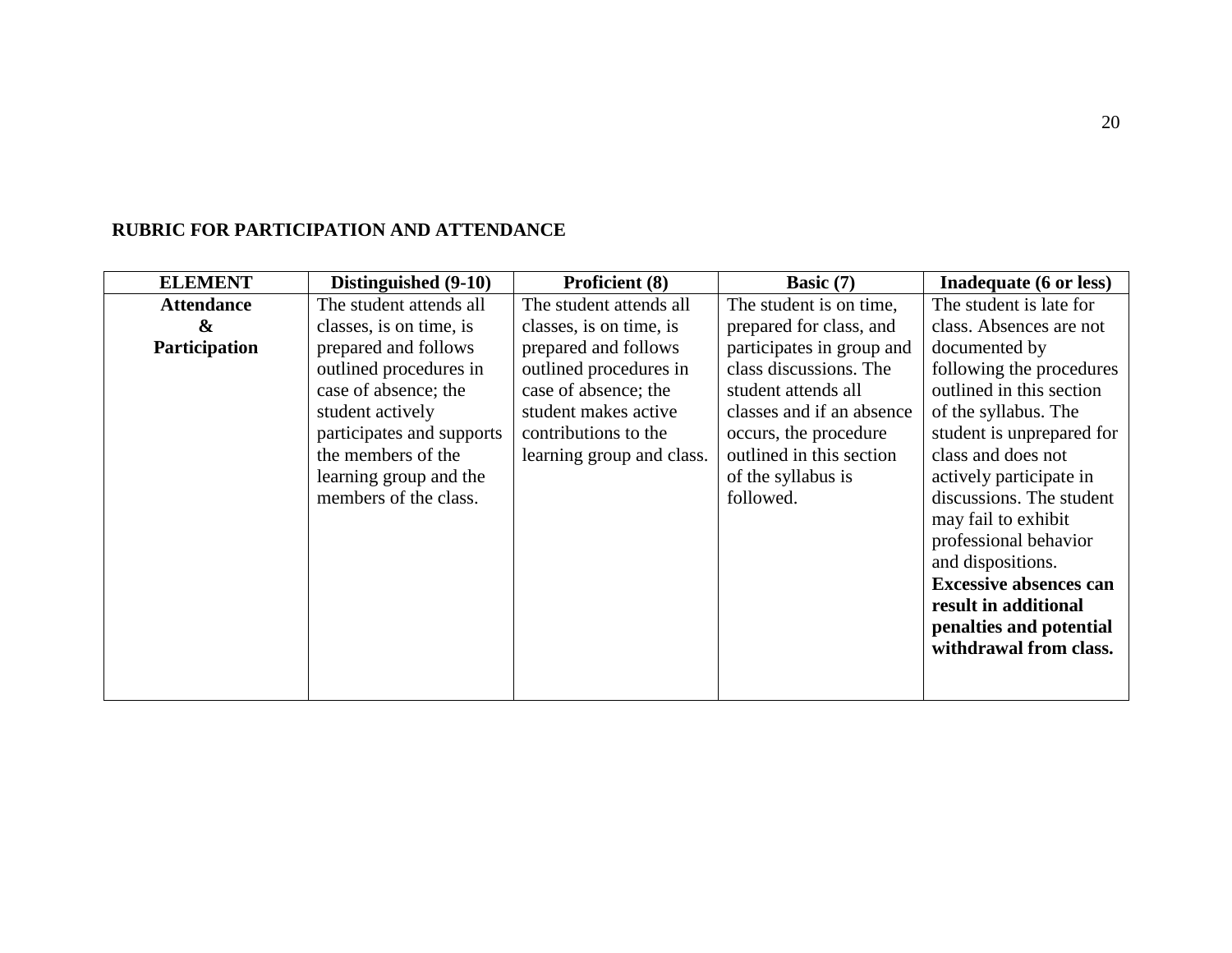**RUBRIC FOR PARTICIPATION AND ATTENDANCE**

| ELEMENT | Distinguished (9-10) | Proficient (8) | Basic (7) | Inadequate (6 or less) |
|---|---|---|---|---|
| **Attendance & Participation** | The student attends all classes, is on time, is prepared and follows outlined procedures in case of absence; the student actively participates and supports the members of the learning group and the members of the class. | The student attends all classes, is on time, is prepared and follows outlined procedures in case of absence; the student makes active contributions to the learning group and class. | The student is on time, prepared for class, and participates in group and class discussions. The student attends all classes and if an absence occurs, the procedure outlined in this section of the syllabus is followed. | The student is late for class. Absences are not documented by following the procedures outlined in this section of the syllabus. The student is unprepared for class and does not actively participate in discussions. The student may fail to exhibit professional behavior and dispositions. **Excessive absences can result in additional penalties and potential withdrawal from class.** |